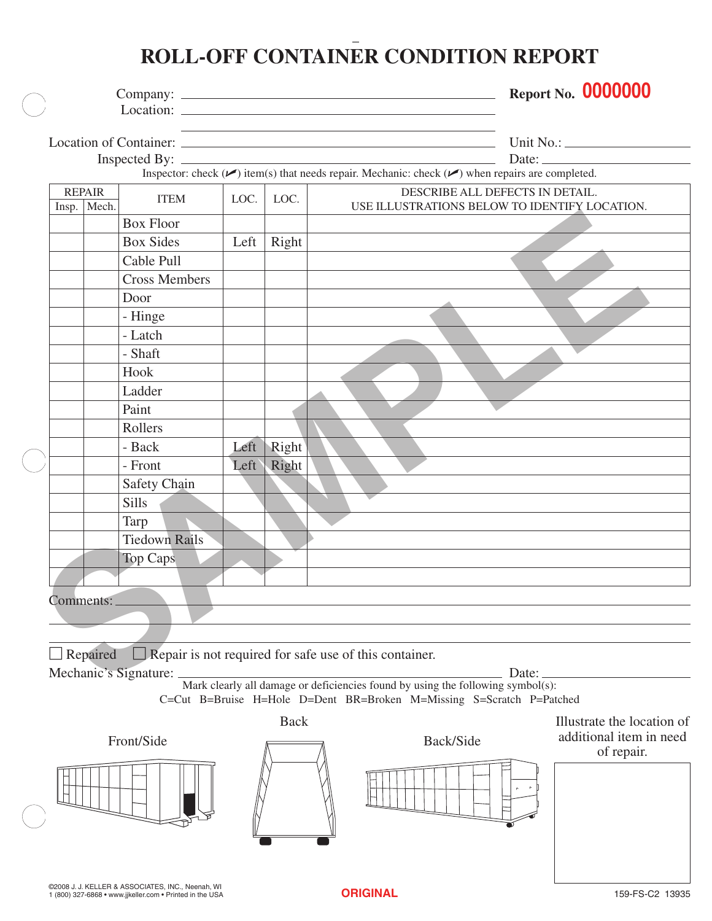# ROLL-OFF CONTAINER CONDITION REPORT

Company: ______________________________ **Report No.** 0000000

Location: ______________________________

Location of Container: ______________________________ Unit No.: ______________

Inspected By: ______________________________ Date: ______________

Inspector: check (✓) item(s) that needs repair. Mechanic: check (✓) when repairs are completed.

| REPAIR Insp. | REPAIR Mech. | ITEM | LOC. | LOC. | DESCRIBE ALL DEFECTS IN DETAIL. USE ILLUSTRATIONS BELOW TO IDENTIFY LOCATION. |
|---|---|---|---|---|---|
| | | Box Floor | | | |
| | | Box Sides | Left | Right | |
| | | Cable Pull | | | |
| | | Cross Members | | | |
| | | Door | | | |
| | | - Hinge | | | |
| | | - Latch | | | |
| | | - Shaft | | | |
| | | Hook | | | |
| | | Ladder | | | |
| | | Paint | | | |
| | | Rollers | | | |
| | | - Back | Left | Right | |
| | | - Front | Left | Right | |
| | | Safety Chain | | | |
| | | Sills | | | |
| | | Tarp | | | |
| | | Tiedown Rails | | | |
| | | Top Caps | | | |
| | | | | | |

Comments: ______________________________

☐ Repaired ☐ Repair is not required for safe use of this container.

Mechanic's Signature: ______________________________ Date: ______________

Mark clearly all damage or deficiencies found by using the following symbol(s):

C=Cut B=Bruise H=Hole D=Dent BR=Broken M=Missing S=Scratch P=Patched

Front/Side | Back | Back/Side | Illustrate the location of additional item in need of repair.

©2008 J. J. KELLER & ASSOCIATES, INC., Neenah, WI
1 (800) 327-6868 • www.jjkeller.com • Printed in the USA

ORIGINAL

159-FS-C2 13935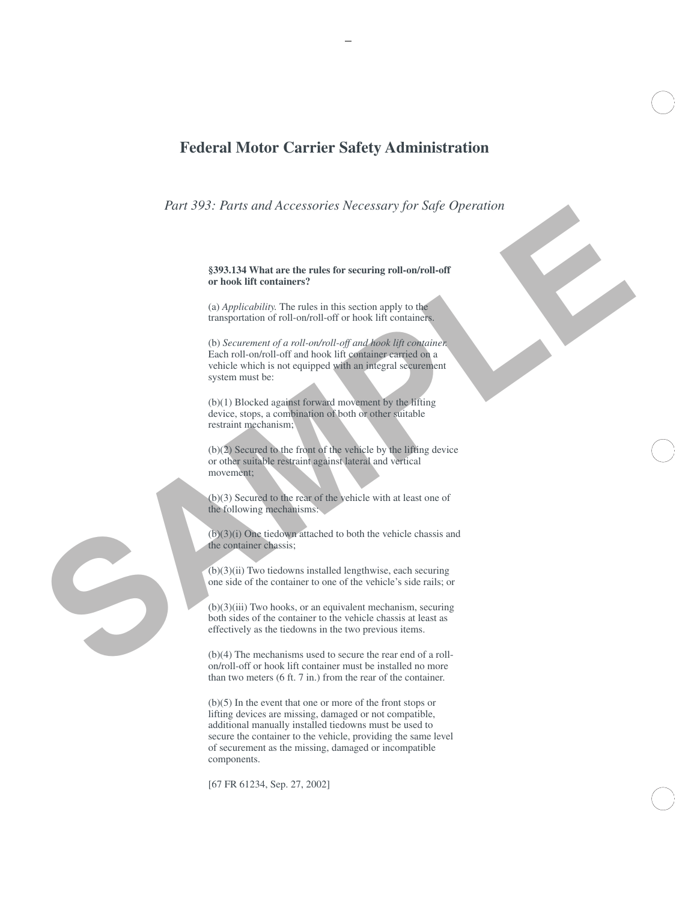# Federal Motor Carrier Safety Administration

*Part 393: Parts and Accessories Necessary for Safe Operation*

**§393.134 What are the rules for securing roll-on/roll-off or hook lift containers?**

(a) *Applicability.* The rules in this section apply to the transportation of roll-on/roll-off or hook lift containers.

(b) *Securement of a roll-on/roll-off and hook lift container.* Each roll-on/roll-off and hook lift container carried on a vehicle which is not equipped with an integral securement system must be:

(b)(1) Blocked against forward movement by the lifting device, stops, a combination of both or other suitable restraint mechanism;

(b)(2) Secured to the front of the vehicle by the lifting device or other suitable restraint against lateral and vertical movement;

(b)(3) Secured to the rear of the vehicle with at least one of the following mechanisms:

(b)(3)(i) One tiedown attached to both the vehicle chassis and the container chassis;

(b)(3)(ii) Two tiedowns installed lengthwise, each securing one side of the container to one of the vehicle's side rails; or

(b)(3)(iii) Two hooks, or an equivalent mechanism, securing both sides of the container to the vehicle chassis at least as effectively as the tiedowns in the two previous items.

(b)(4) The mechanisms used to secure the rear end of a roll-on/roll-off or hook lift container must be installed no more than two meters (6 ft. 7 in.) from the rear of the container.

(b)(5) In the event that one or more of the front stops or lifting devices are missing, damaged or not compatible, additional manually installed tiedowns must be used to secure the container to the vehicle, providing the same level of securement as the missing, damaged or incompatible components.

[67 FR 61234, Sep. 27, 2002]